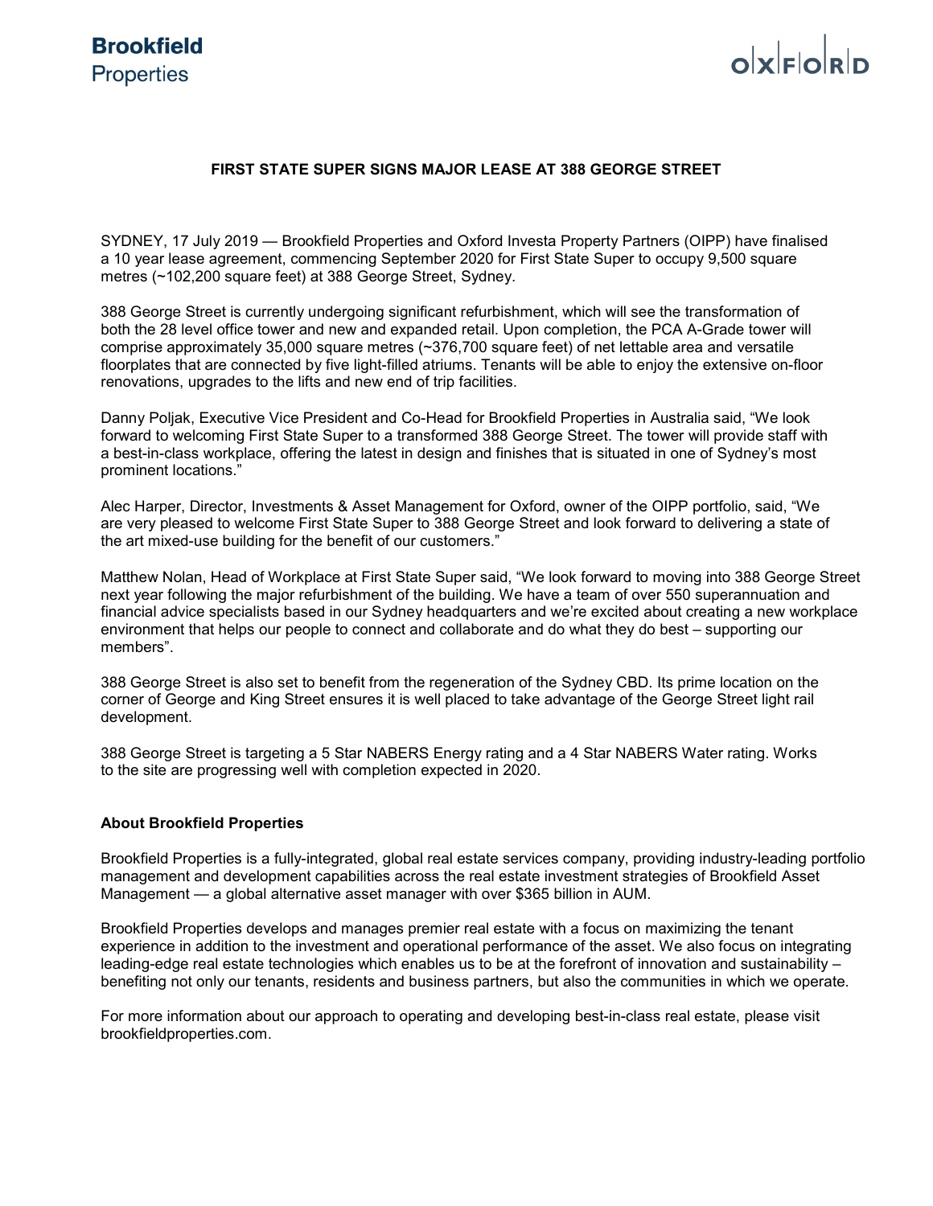Brookfield Properties

OXFORD

# FIRST STATE SUPER SIGNS MAJOR LEASE AT 388 GEORGE STREET

SYDNEY, 17 July 2019 — Brookfield Properties and Oxford Investa Property Partners (OIPP) have finalised a 10 year lease agreement, commencing September 2020 for First State Super to occupy 9,500 square metres (~102,200 square feet) at 388 George Street, Sydney.

388 George Street is currently undergoing significant refurbishment, which will see the transformation of both the 28 level office tower and new and expanded retail. Upon completion, the PCA A-Grade tower will comprise approximately 35,000 square metres (~376,700 square feet) of net lettable area and versatile floorplates that are connected by five light-filled atriums. Tenants will be able to enjoy the extensive on-floor renovations, upgrades to the lifts and new end of trip facilities.

Danny Poljak, Executive Vice President and Co-Head for Brookfield Properties in Australia said, “We look forward to welcoming First State Super to a transformed 388 George Street. The tower will provide staff with a best-in-class workplace, offering the latest in design and finishes that is situated in one of Sydney’s most prominent locations.”

Alec Harper, Director, Investments & Asset Management for Oxford, owner of the OIPP portfolio, said, “We are very pleased to welcome First State Super to 388 George Street and look forward to delivering a state of the art mixed-use building for the benefit of our customers.”

Matthew Nolan, Head of Workplace at First State Super said, “We look forward to moving into 388 George Street next year following the major refurbishment of the building. We have a team of over 550 superannuation and financial advice specialists based in our Sydney headquarters and we’re excited about creating a new workplace environment that helps our people to connect and collaborate and do what they do best – supporting our members”.

388 George Street is also set to benefit from the regeneration of the Sydney CBD. Its prime location on the corner of George and King Street ensures it is well placed to take advantage of the George Street light rail development.

388 George Street is targeting a 5 Star NABERS Energy rating and a 4 Star NABERS Water rating. Works to the site are progressing well with completion expected in 2020.

## About Brookfield Properties

Brookfield Properties is a fully-integrated, global real estate services company, providing industry-leading portfolio management and development capabilities across the real estate investment strategies of Brookfield Asset Management — a global alternative asset manager with over $365 billion in AUM.

Brookfield Properties develops and manages premier real estate with a focus on maximizing the tenant experience in addition to the investment and operational performance of the asset. We also focus on integrating leading-edge real estate technologies which enables us to be at the forefront of innovation and sustainability – benefiting not only our tenants, residents and business partners, but also the communities in which we operate.

For more information about our approach to operating and developing best-in-class real estate, please visit brookfieldproperties.com.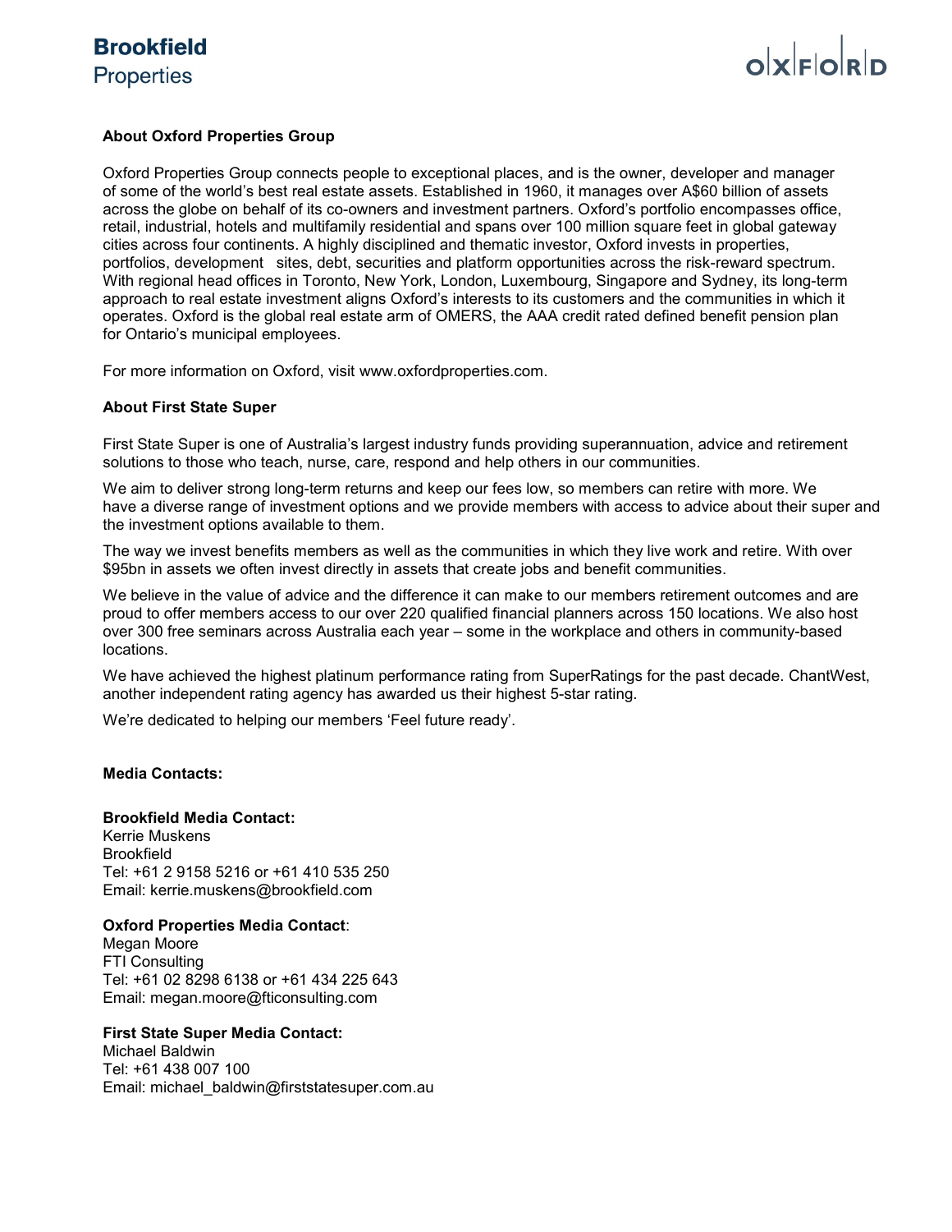## About Oxford Properties Group

Oxford Properties Group connects people to exceptional places, and is the owner, developer and manager of some of the world's best real estate assets. Established in 1960, it manages over A$60 billion of assets across the globe on behalf of its co-owners and investment partners. Oxford's portfolio encompasses office, retail, industrial, hotels and multifamily residential and spans over 100 million square feet in global gateway cities across four continents. A highly disciplined and thematic investor, Oxford invests in properties, portfolios, development sites, debt, securities and platform opportunities across the risk-reward spectrum. With regional head offices in Toronto, New York, London, Luxembourg, Singapore and Sydney, its long-term approach to real estate investment aligns Oxford's interests to its customers and the communities in which it operates. Oxford is the global real estate arm of OMERS, the AAA credit rated defined benefit pension plan for Ontario's municipal employees.

For more information on Oxford, visit www.oxfordproperties.com.

## About First State Super

First State Super is one of Australia's largest industry funds providing superannuation, advice and retirement solutions to those who teach, nurse, care, respond and help others in our communities.

We aim to deliver strong long-term returns and keep our fees low, so members can retire with more. We have a diverse range of investment options and we provide members with access to advice about their super and the investment options available to them.

The way we invest benefits members as well as the communities in which they live work and retire. With over $95bn in assets we often invest directly in assets that create jobs and benefit communities.

We believe in the value of advice and the difference it can make to our members retirement outcomes and are proud to offer members access to our over 220 qualified financial planners across 150 locations. We also host over 300 free seminars across Australia each year – some in the workplace and others in community-based locations.

We have achieved the highest platinum performance rating from SuperRatings for the past decade. ChantWest, another independent rating agency has awarded us their highest 5-star rating.

We're dedicated to helping our members 'Feel future ready'.

## Media Contacts:

**Brookfield Media Contact:**
Kerrie Muskens
Brookfield
Tel: +61 2 9158 5216 or +61 410 535 250
Email: kerrie.muskens@brookfield.com

**Oxford Properties Media Contact**:
Megan Moore
FTI Consulting
Tel: +61 02 8298 6138 or +61 434 225 643
Email: megan.moore@fticonsulting.com

**First State Super Media Contact:**
Michael Baldwin
Tel: +61 438 007 100
Email: michael_baldwin@firststatesuper.com.au